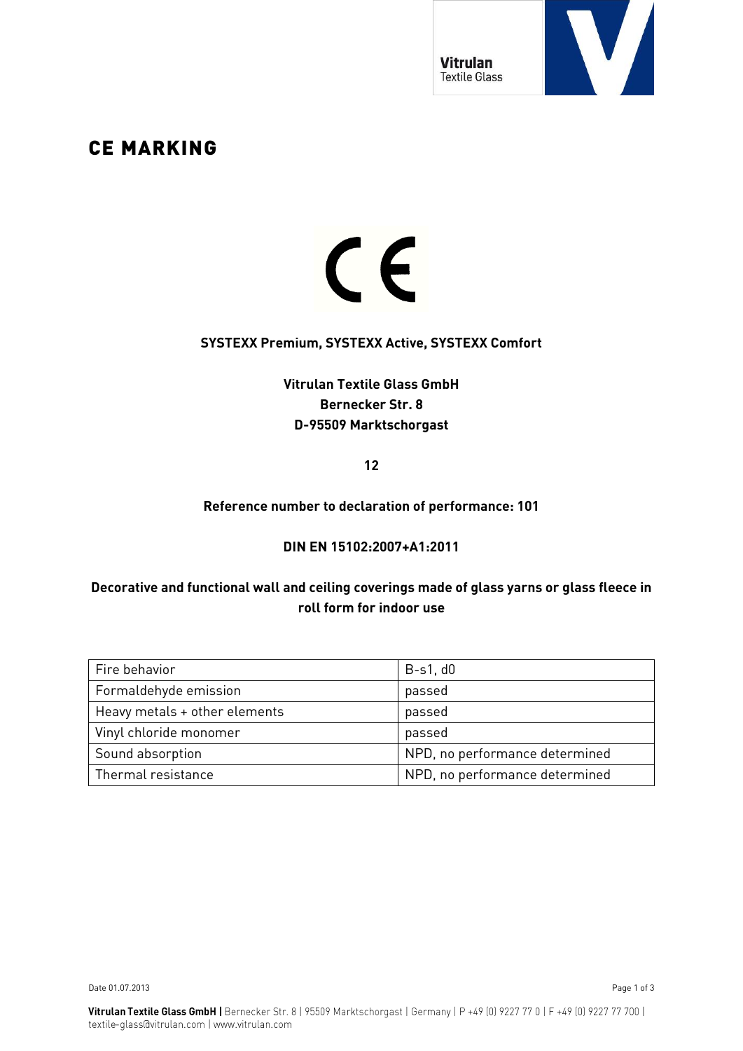# CE MARKING

CE

**SYSTEXX Premium, SYSTEXX Active, SYSTEXX Comfort**

**Vitrulan Textile Glass GmbH**
**Bernecker Str. 8**
**D-95509 Marktschorgast**

**12**

**Reference number to declaration of performance: 101**

**DIN EN 15102:2007+A1:2011**

**Decorative and functional wall and ceiling coverings made of glass yarns or glass fleece in roll form for indoor use**

| Fire behavior | B-s1, d0 |
|---|---|
| Formaldehyde emission | passed |
| Heavy metals + other elements | passed |
| Vinyl chloride monomer | passed |
| Sound absorption | NPD, no performance determined |
| Thermal resistance | NPD, no performance determined |

Date 01.07.2013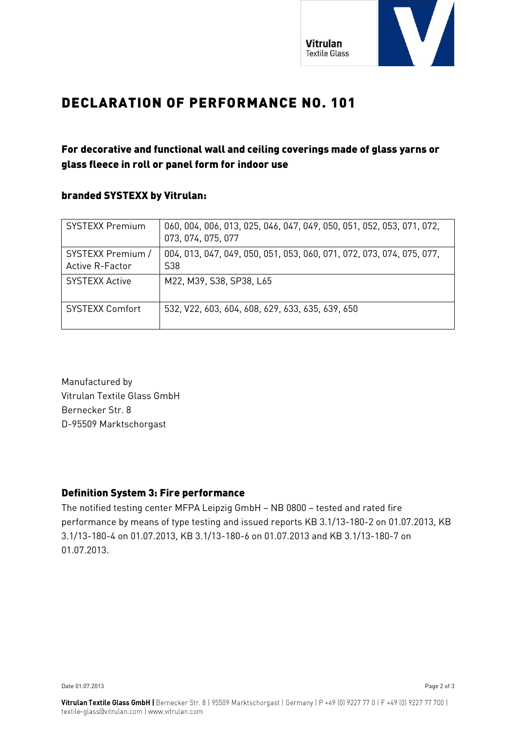# DECLARATION OF PERFORMANCE NO. 101

### For decorative and functional wall and ceiling coverings made of glass yarns or glass fleece in roll or panel form for indoor use

### branded SYSTEXX by Vitrulan:

| | |
|---|---|
| SYSTEXX Premium | 060, 004, 006, 013, 025, 046, 047, 049, 050, 051, 052, 053, 071, 072, 073, 074, 075, 077 |
| SYSTEXX Premium / Active R-Factor | 004, 013, 047, 049, 050, 051, 053, 060, 071, 072, 073, 074, 075, 077, S38 |
| SYSTEXX Active | M22, M39, S38, SP38, L65 |
| SYSTEXX Comfort | 532, V22, 603, 604, 608, 629, 633, 635, 639, 650 |

Manufactured by
Vitrulan Textile Glass GmbH
Bernecker Str. 8
D-95509 Marktschorgast

### Definition System 3: Fire performance

The notified testing center MFPA Leipzig GmbH – NB 0800 – tested and rated fire performance by means of type testing and issued reports KB 3.1/13-180-2 on 01.07.2013, KB 3.1/13-180-4 on 01.07.2013, KB 3.1/13-180-6 on 01.07.2013 and KB 3.1/13-180-7 on 01.07.2013.

Date 01.07.2013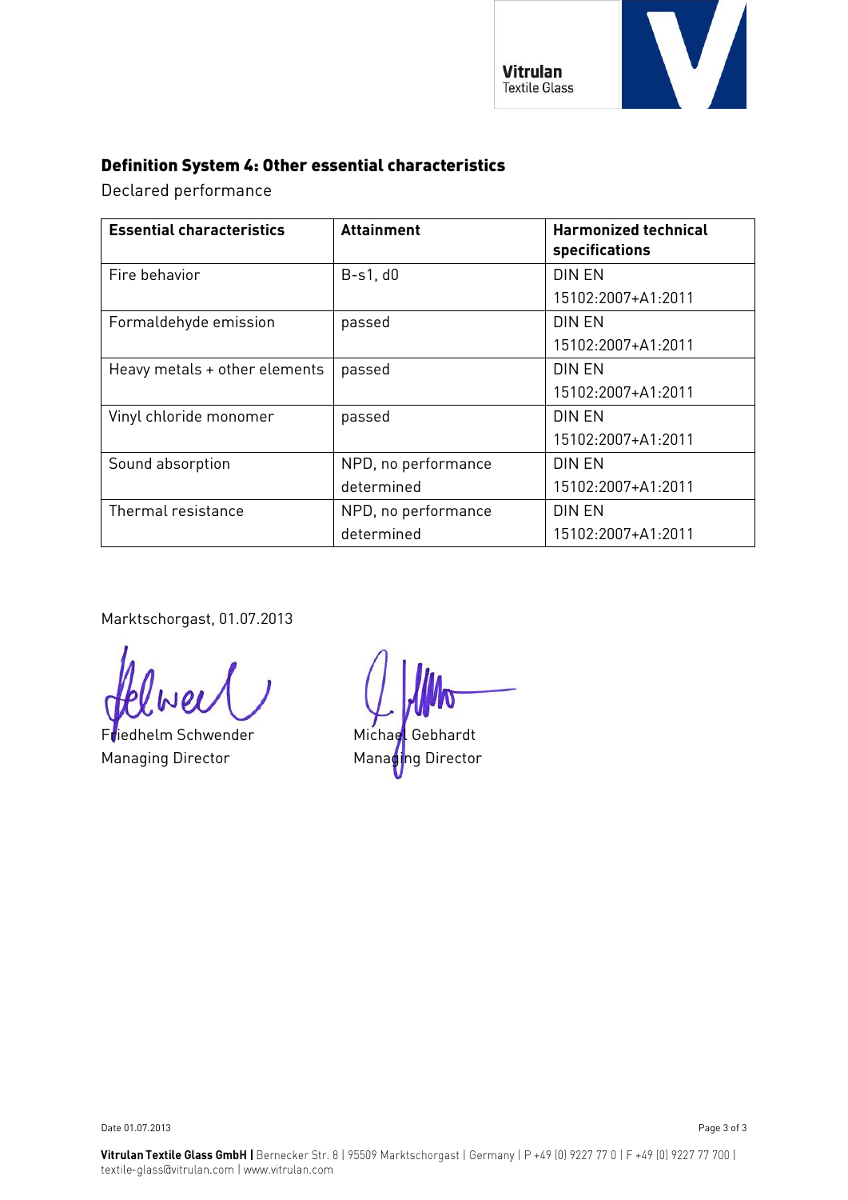## Definition System 4: Other essential characteristics

Declared performance

| Essential characteristics | Attainment | Harmonized technical specifications |
|---|---|---|
| Fire behavior | B-s1, d0 | DIN EN 15102:2007+A1:2011 |
| Formaldehyde emission | passed | DIN EN 15102:2007+A1:2011 |
| Heavy metals + other elements | passed | DIN EN 15102:2007+A1:2011 |
| Vinyl chloride monomer | passed | DIN EN 15102:2007+A1:2011 |
| Sound absorption | NPD, no performance determined | DIN EN 15102:2007+A1:2011 |
| Thermal resistance | NPD, no performance determined | DIN EN 15102:2007+A1:2011 |

Marktschorgast, 01.07.2013

Friedhelm Schwender
Managing Director

Michael Gebhardt
Managing Director

Date 01.07.2013

**Vitrulan Textile Glass GmbH** | Bernecker Str. 8 | 95509 Marktschorgast | Germany | P +49 (0) 9227 77 0 | F +49 (0) 9227 77 700 | textile-glass@vitrulan.com | www.vitrulan.com